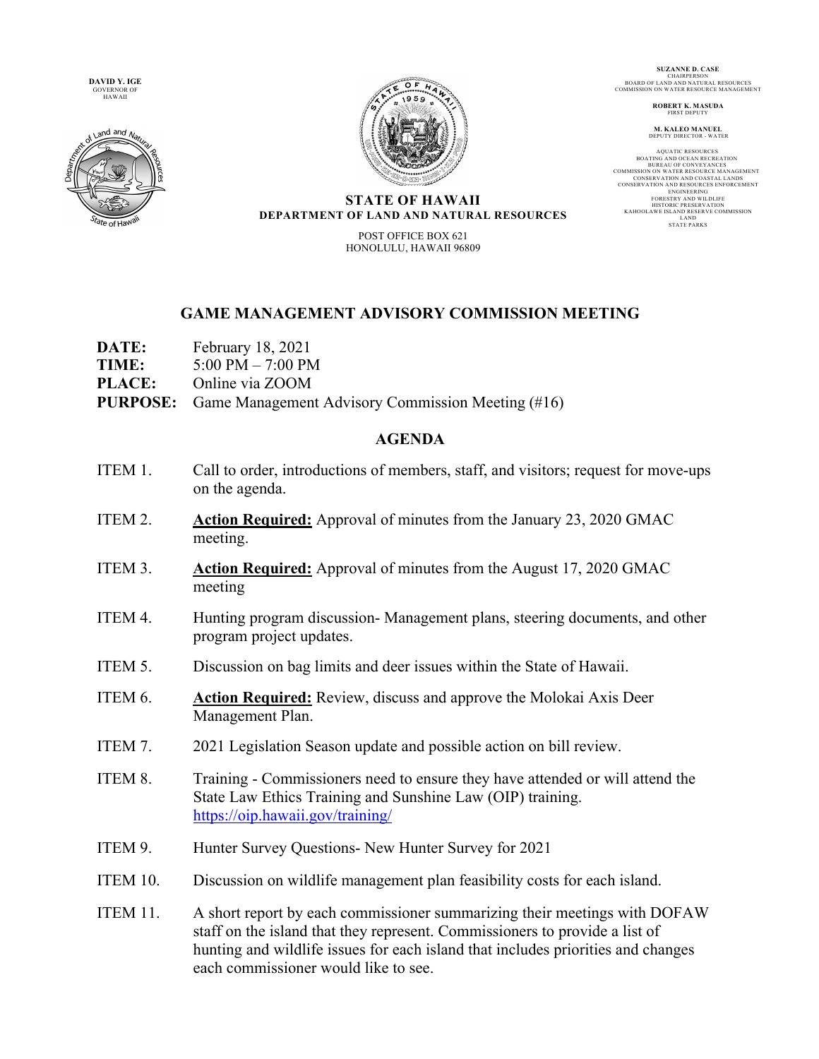**DAVID Y. IGE**
GOVERNOR OF
HAWAII

**SUZANNE D. CASE**
CHAIRPERSON
BOARD OF LAND AND NATURAL RESOURCES
COMMISSION ON WATER RESOURCE MANAGEMENT

**ROBERT K. MASUDA**
FIRST DEPUTY

**M. KALEO MANUEL**
DEPUTY DIRECTOR - WATER

AQUATIC RESOURCES
BOATING AND OCEAN RECREATION
BUREAU OF CONVEYANCES
COMMISSION ON WATER RESOURCE MANAGEMENT
CONSERVATION AND COASTAL LANDS
CONSERVATION AND RESOURCES ENFORCEMENT
ENGINEERING
FORESTRY AND WILDLIFE
HISTORIC PRESERVATION
KAHOOLAWE ISLAND RESERVE COMMISSION
LAND
STATE PARKS

**STATE OF HAWAII**
**DEPARTMENT OF LAND AND NATURAL RESOURCES**

POST OFFICE BOX 621
HONOLULU, HAWAII 96809

## GAME MANAGEMENT ADVISORY COMMISSION MEETING

**DATE:** February 18, 2021
**TIME:** 5:00 PM – 7:00 PM
**PLACE:** Online via ZOOM
**PURPOSE:** Game Management Advisory Commission Meeting (#16)

## AGENDA

ITEM 1. Call to order, introductions of members, staff, and visitors; request for move-ups on the agenda.

ITEM 2. **Action Required:** Approval of minutes from the January 23, 2020 GMAC meeting.

ITEM 3. **Action Required:** Approval of minutes from the August 17, 2020 GMAC meeting

ITEM 4. Hunting program discussion- Management plans, steering documents, and other program project updates.

ITEM 5. Discussion on bag limits and deer issues within the State of Hawaii.

ITEM 6. **Action Required:** Review, discuss and approve the Molokai Axis Deer Management Plan.

ITEM 7. 2021 Legislation Season update and possible action on bill review.

ITEM 8. Training - Commissioners need to ensure they have attended or will attend the State Law Ethics Training and Sunshine Law (OIP) training. https://oip.hawaii.gov/training/

ITEM 9. Hunter Survey Questions- New Hunter Survey for 2021

ITEM 10. Discussion on wildlife management plan feasibility costs for each island.

ITEM 11. A short report by each commissioner summarizing their meetings with DOFAW staff on the island that they represent. Commissioners to provide a list of hunting and wildlife issues for each island that includes priorities and changes each commissioner would like to see.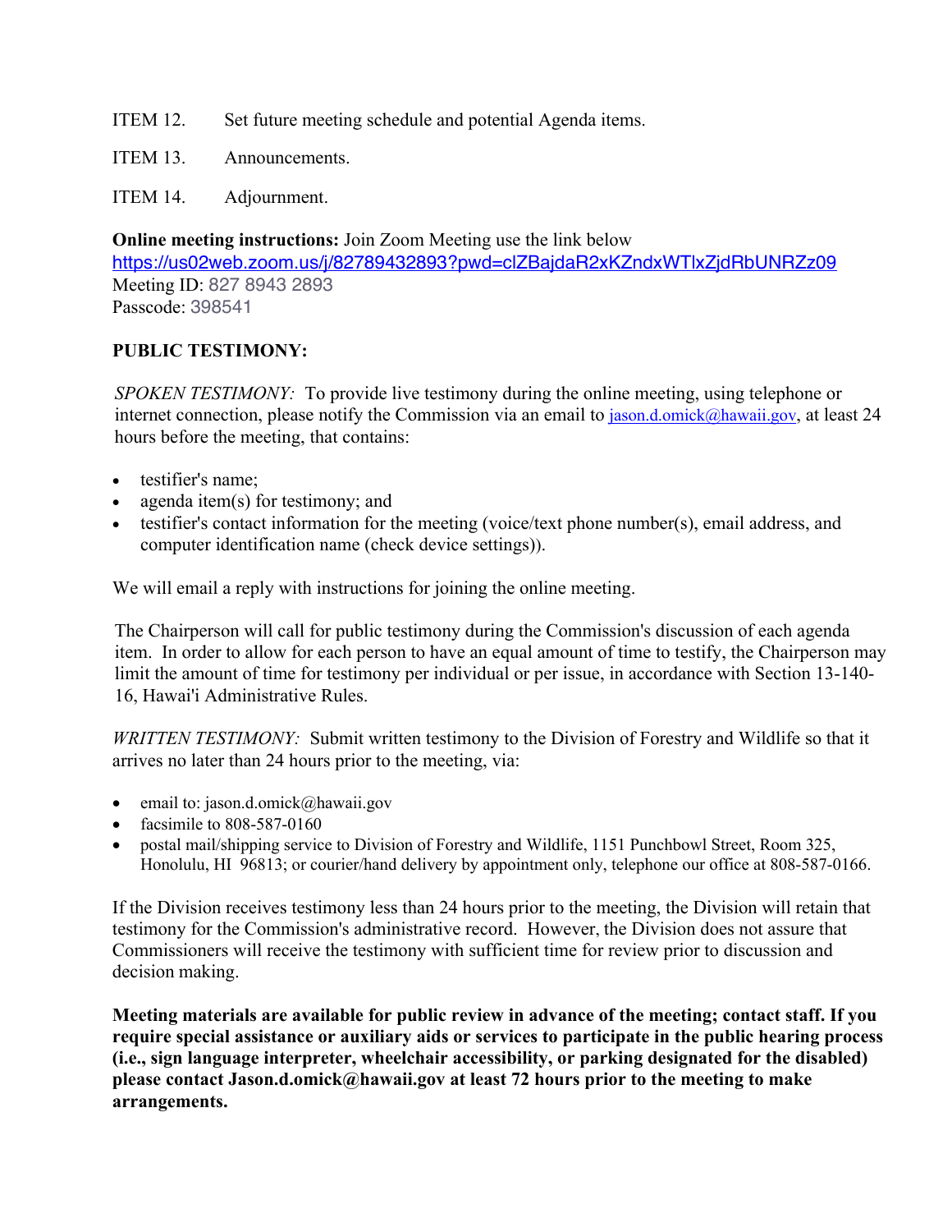ITEM 12. Set future meeting schedule and potential Agenda items.

ITEM 13. Announcements.

ITEM 14. Adjournment.

**Online meeting instructions:** Join Zoom Meeting use the link below
https://us02web.zoom.us/j/82789432893?pwd=clZBajdaR2xKZndxWTlxZjdRbUNRZz09
Meeting ID: 827 8943 2893
Passcode: 398541

**PUBLIC TESTIMONY:**

*SPOKEN TESTIMONY:* To provide live testimony during the online meeting, using telephone or internet connection, please notify the Commission via an email to jason.d.omick@hawaii.gov, at least 24 hours before the meeting, that contains:

- testifier's name;
- agenda item(s) for testimony; and
- testifier's contact information for the meeting (voice/text phone number(s), email address, and computer identification name (check device settings)).

We will email a reply with instructions for joining the online meeting.

The Chairperson will call for public testimony during the Commission's discussion of each agenda item. In order to allow for each person to have an equal amount of time to testify, the Chairperson may limit the amount of time for testimony per individual or per issue, in accordance with Section 13-140-16, Hawai'i Administrative Rules.

*WRITTEN TESTIMONY:* Submit written testimony to the Division of Forestry and Wildlife so that it arrives no later than 24 hours prior to the meeting, via:

- email to: jason.d.omick@hawaii.gov
- facsimile to 808-587-0160
- postal mail/shipping service to Division of Forestry and Wildlife, 1151 Punchbowl Street, Room 325, Honolulu, HI 96813; or courier/hand delivery by appointment only, telephone our office at 808-587-0166.

If the Division receives testimony less than 24 hours prior to the meeting, the Division will retain that testimony for the Commission's administrative record. However, the Division does not assure that Commissioners will receive the testimony with sufficient time for review prior to discussion and decision making.

**Meeting materials are available for public review in advance of the meeting; contact staff. If you require special assistance or auxiliary aids or services to participate in the public hearing process (i.e., sign language interpreter, wheelchair accessibility, or parking designated for the disabled) please contact Jason.d.omick@hawaii.gov at least 72 hours prior to the meeting to make arrangements.**